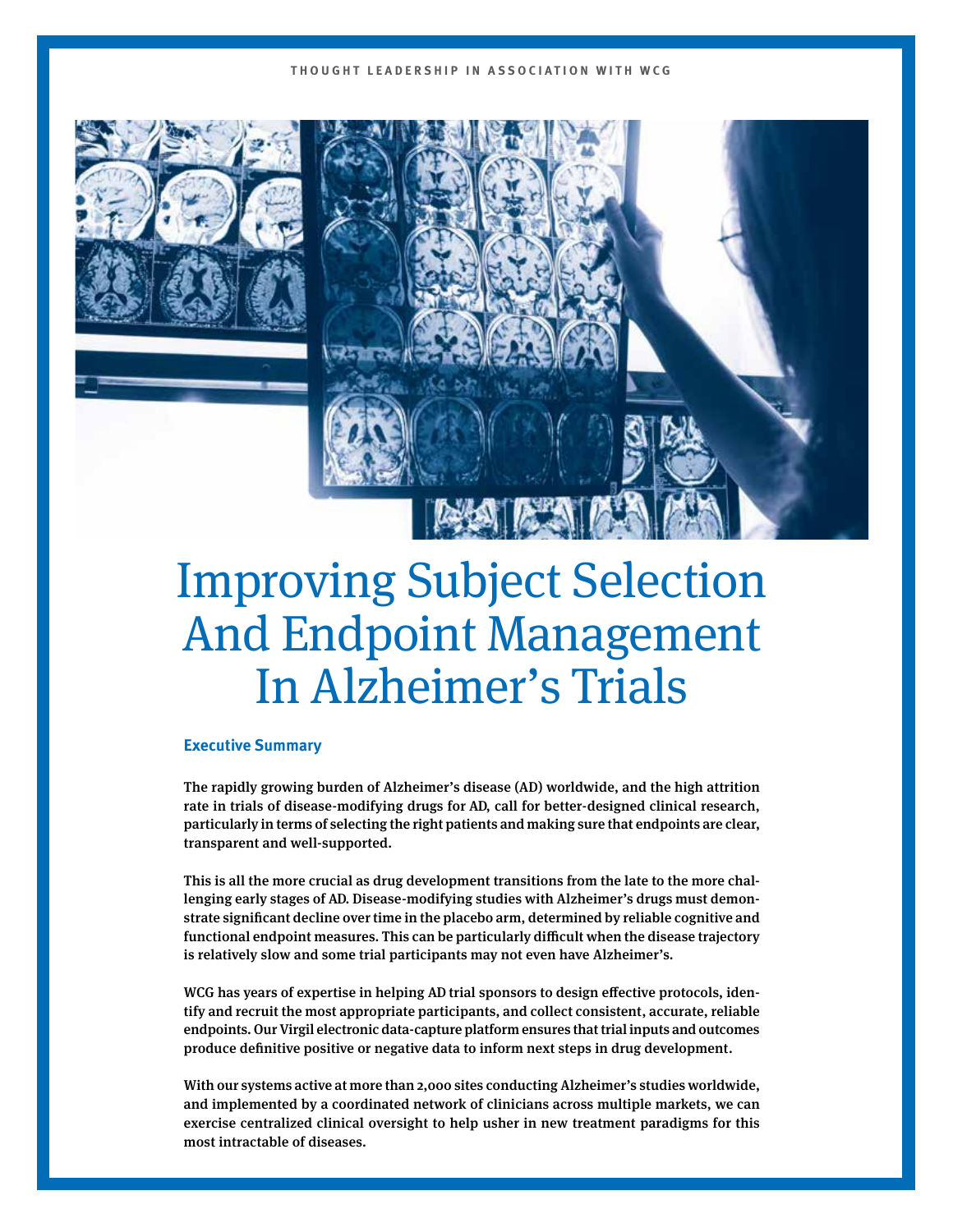THOUGHT LEADERSHIP IN ASSOCIATION WITH WCG

# Improving Subject Selection And Endpoint Management In Alzheimer's Trials

## Executive Summary

**The rapidly growing burden of Alzheimer's disease (AD) worldwide, and the high attrition rate in trials of disease-modifying drugs for AD, call for better-designed clinical research, particularly in terms of selecting the right patients and making sure that endpoints are clear, transparent and well-supported.**

**This is all the more crucial as drug development transitions from the late to the more challenging early stages of AD. Disease-modifying studies with Alzheimer's drugs must demonstrate significant decline over time in the placebo arm, determined by reliable cognitive and functional endpoint measures. This can be particularly difficult when the disease trajectory is relatively slow and some trial participants may not even have Alzheimer's.**

**WCG has years of expertise in helping AD trial sponsors to design effective protocols, identify and recruit the most appropriate participants, and collect consistent, accurate, reliable endpoints. Our Virgil electronic data-capture platform ensures that trial inputs and outcomes produce definitive positive or negative data to inform next steps in drug development.**

**With our systems active at more than 2,000 sites conducting Alzheimer's studies worldwide, and implemented by a coordinated network of clinicians across multiple markets, we can exercise centralized clinical oversight to help usher in new treatment paradigms for this most intractable of diseases.**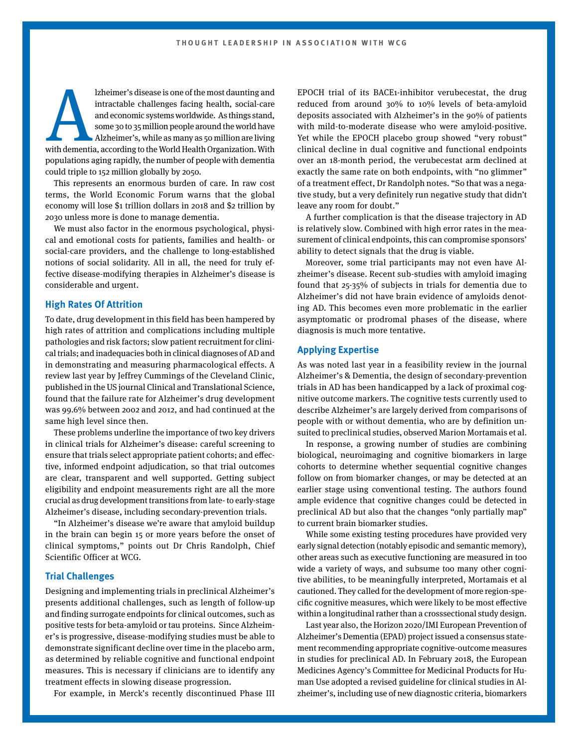Alzheimer's disease is one of the most daunting and intractable challenges facing health, social-care and economic systems worldwide. As things stand, some 30 to 35 million people around the world have Alzheimer's, while as many as 50 million are living with dementia, according to the World Health Organization. With populations aging rapidly, the number of people with dementia could triple to 152 million globally by 2050.

This represents an enormous burden of care. In raw cost terms, the World Economic Forum warns that the global economy will lose $1 trillion dollars in 2018 and $2 trillion by 2030 unless more is done to manage dementia.

We must also factor in the enormous psychological, physical and emotional costs for patients, families and health- or social-care providers, and the challenge to long-established notions of social solidarity. All in all, the need for truly effective disease-modifying therapies in Alzheimer's disease is considerable and urgent.

## High Rates Of Attrition

To date, drug development in this field has been hampered by high rates of attrition and complications including multiple pathologies and risk factors; slow patient recruitment for clinical trials; and inadequacies both in clinical diagnoses of AD and in demonstrating and measuring pharmacological effects. A review last year by Jeffrey Cummings of the Cleveland Clinic, published in the US journal Clinical and Translational Science, found that the failure rate for Alzheimer's drug development was 99.6% between 2002 and 2012, and had continued at the same high level since then.

These problems underline the importance of two key drivers in clinical trials for Alzheimer's disease: careful screening to ensure that trials select appropriate patient cohorts; and effective, informed endpoint adjudication, so that trial outcomes are clear, transparent and well supported. Getting subject eligibility and endpoint measurements right are all the more crucial as drug development transitions from late- to early-stage Alzheimer's disease, including secondary-prevention trials.

"In Alzheimer's disease we're aware that amyloid buildup in the brain can begin 15 or more years before the onset of clinical symptoms," points out Dr Chris Randolph, Chief Scientific Officer at WCG.

## Trial Challenges

Designing and implementing trials in preclinical Alzheimer's presents additional challenges, such as length of follow-up and finding surrogate endpoints for clinical outcomes, such as positive tests for beta-amyloid or tau proteins. Since Alzheimer's is progressive, disease-modifying studies must be able to demonstrate significant decline over time in the placebo arm, as determined by reliable cognitive and functional endpoint measures. This is necessary if clinicians are to identify any treatment effects in slowing disease progression.

For example, in Merck's recently discontinued Phase III EPOCH trial of its BACE1-inhibitor verubecestat, the drug reduced from around 30% to 10% levels of beta-amyloid deposits associated with Alzheimer's in the 90% of patients with mild-to-moderate disease who were amyloid-positive. Yet while the EPOCH placebo group showed "very robust" clinical decline in dual cognitive and functional endpoints over an 18-month period, the verubecestat arm declined at exactly the same rate on both endpoints, with "no glimmer" of a treatment effect, Dr Randolph notes. "So that was a negative study, but a very definitely run negative study that didn't leave any room for doubt."

A further complication is that the disease trajectory in AD is relatively slow. Combined with high error rates in the measurement of clinical endpoints, this can compromise sponsors' ability to detect signals that the drug is viable.

Moreover, some trial participants may not even have Alzheimer's disease. Recent sub-studies with amyloid imaging found that 25-35% of subjects in trials for dementia due to Alzheimer's did not have brain evidence of amyloids denoting AD. This becomes even more problematic in the earlier asymptomatic or prodromal phases of the disease, where diagnosis is much more tentative.

## Applying Expertise

As was noted last year in a feasibility review in the journal Alzheimer's & Dementia, the design of secondary-prevention trials in AD has been handicapped by a lack of proximal cognitive outcome markers. The cognitive tests currently used to describe Alzheimer's are largely derived from comparisons of people with or without dementia, who are by definition unsuited to preclinical studies, observed Marion Mortamais et al.

In response, a growing number of studies are combining biological, neuroimaging and cognitive biomarkers in large cohorts to determine whether sequential cognitive changes follow on from biomarker changes, or may be detected at an earlier stage using conventional testing. The authors found ample evidence that cognitive changes could be detected in preclinical AD but also that the changes "only partially map" to current brain biomarker studies.

While some existing testing procedures have provided very early signal detection (notably episodic and semantic memory), other areas such as executive functioning are measured in too wide a variety of ways, and subsume too many other cognitive abilities, to be meaningfully interpreted, Mortamais et al cautioned. They called for the development of more region-specific cognitive measures, which were likely to be most effective within a longitudinal rather than a crosssectional study design.

Last year also, the Horizon 2020/IMI European Prevention of Alzheimer's Dementia (EPAD) project issued a consensus statement recommending appropriate cognitive-outcome measures in studies for preclinical AD. In February 2018, the European Medicines Agency's Committee for Medicinal Products for Human Use adopted a revised guideline for clinical studies in Alzheimer's, including use of new diagnostic criteria, biomarkers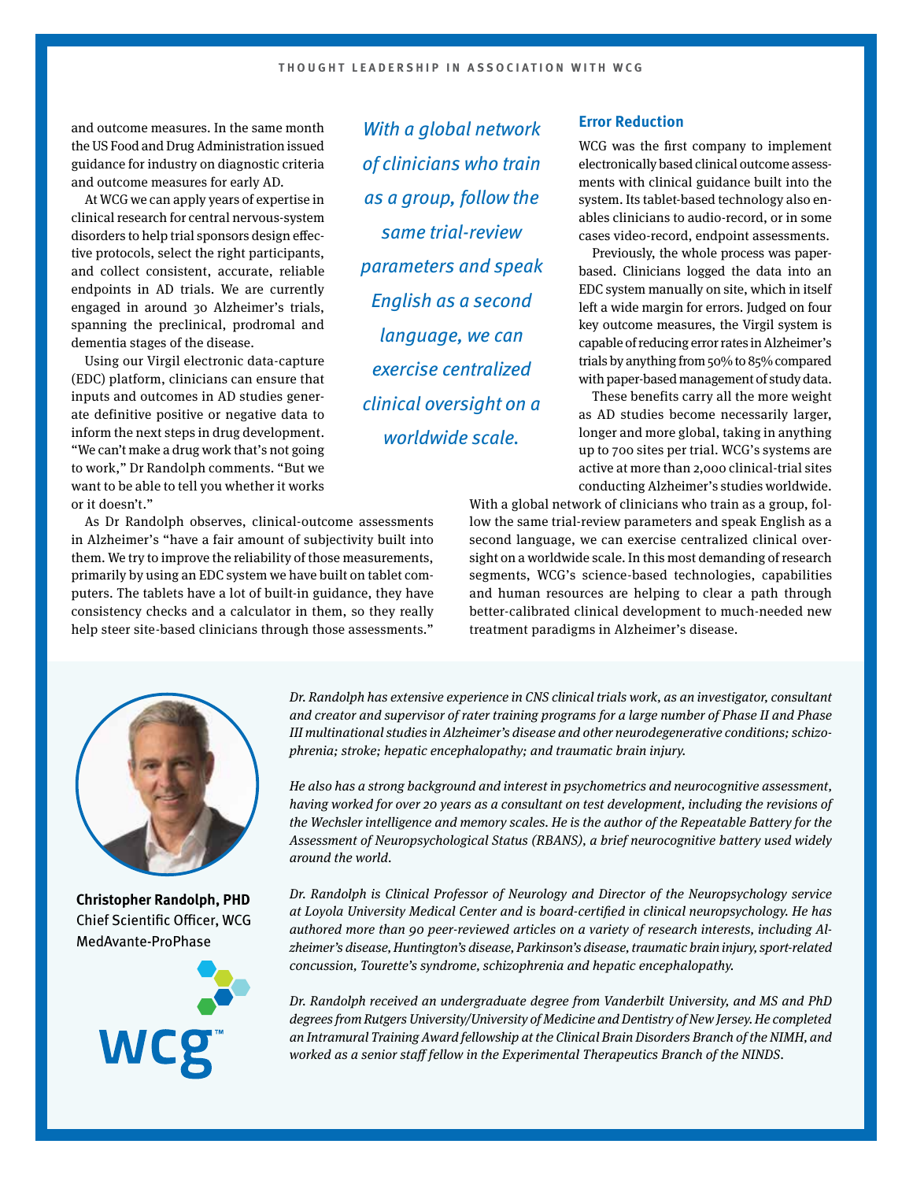and outcome measures. In the same month the US Food and Drug Administration issued guidance for industry on diagnostic criteria and outcome measures for early AD.

At WCG we can apply years of expertise in clinical research for central nervous-system disorders to help trial sponsors design effective protocols, select the right participants, and collect consistent, accurate, reliable endpoints in AD trials. We are currently engaged in around 30 Alzheimer's trials, spanning the preclinical, prodromal and dementia stages of the disease.

Using our Virgil electronic data-capture (EDC) platform, clinicians can ensure that inputs and outcomes in AD studies generate definitive positive or negative data to inform the next steps in drug development. "We can't make a drug work that's not going to work," Dr Randolph comments. "But we want to be able to tell you whether it works or it doesn't."

As Dr Randolph observes, clinical-outcome assessments in Alzheimer's "have a fair amount of subjectivity built into them. We try to improve the reliability of those measurements, primarily by using an EDC system we have built on tablet computers. The tablets have a lot of built-in guidance, they have consistency checks and a calculator in them, so they really help steer site-based clinicians through those assessments."

*With a global network of clinicians who train as a group, follow the same trial-review parameters and speak English as a second language, we can exercise centralized clinical oversight on a worldwide scale.*

### Error Reduction

WCG was the first company to implement electronically based clinical outcome assessments with clinical guidance built into the system. Its tablet-based technology also enables clinicians to audio-record, or in some cases video-record, endpoint assessments.

Previously, the whole process was paper-based. Clinicians logged the data into an EDC system manually on site, which in itself left a wide margin for errors. Judged on four key outcome measures, the Virgil system is capable of reducing error rates in Alzheimer's trials by anything from 50% to 85% compared with paper-based management of study data.

These benefits carry all the more weight as AD studies become necessarily larger, longer and more global, taking in anything up to 700 sites per trial. WCG's systems are active at more than 2,000 clinical-trial sites conducting Alzheimer's studies worldwide.

With a global network of clinicians who train as a group, follow the same trial-review parameters and speak English as a second language, we can exercise centralized clinical oversight on a worldwide scale. In this most demanding of research segments, WCG's science-based technologies, capabilities and human resources are helping to clear a path through better-calibrated clinical development to much-needed new treatment paradigms in Alzheimer's disease.

**Christopher Randolph, PHD**
Chief Scientific Officer, WCG MedAvante-ProPhase

*Dr. Randolph has extensive experience in CNS clinical trials work, as an investigator, consultant and creator and supervisor of rater training programs for a large number of Phase II and Phase III multinational studies in Alzheimer's disease and other neurodegenerative conditions; schizophrenia; stroke; hepatic encephalopathy; and traumatic brain injury.*

*He also has a strong background and interest in psychometrics and neurocognitive assessment, having worked for over 20 years as a consultant on test development, including the revisions of the Wechsler intelligence and memory scales. He is the author of the Repeatable Battery for the Assessment of Neuropsychological Status (RBANS), a brief neurocognitive battery used widely around the world.*

*Dr. Randolph is Clinical Professor of Neurology and Director of the Neuropsychology service at Loyola University Medical Center and is board-certified in clinical neuropsychology. He has authored more than 90 peer-reviewed articles on a variety of research interests, including Alzheimer's disease, Huntington's disease, Parkinson's disease, traumatic brain injury, sport-related concussion, Tourette's syndrome, schizophrenia and hepatic encephalopathy.*

*Dr. Randolph received an undergraduate degree from Vanderbilt University, and MS and PhD degrees from Rutgers University/University of Medicine and Dentistry of New Jersey. He completed an Intramural Training Award fellowship at the Clinical Brain Disorders Branch of the NIMH, and worked as a senior staff fellow in the Experimental Therapeutics Branch of the NINDS.*

wcg™